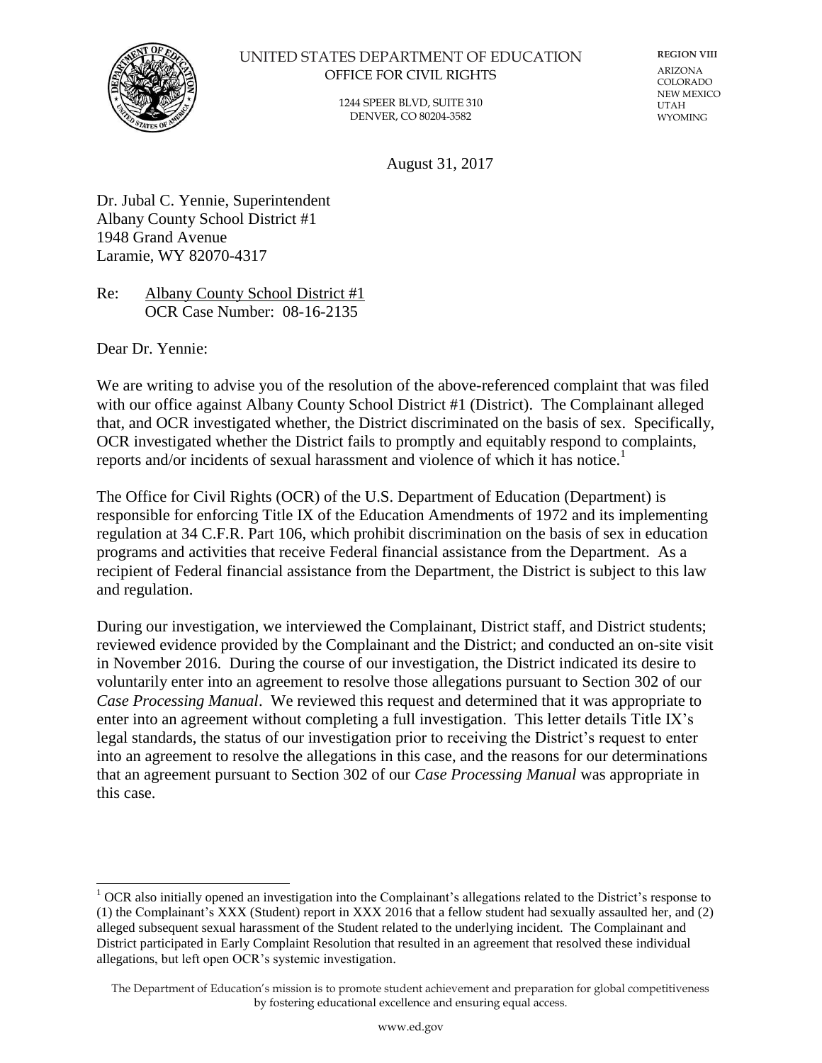UNITED STATES DEPARTMENT OF EDUCATION
OFFICE FOR CIVIL RIGHTS

1244 SPEER BLVD, SUITE 310
DENVER, CO 80204-3582

**REGION VIII**
ARIZONA
COLORADO
NEW MEXICO
UTAH
WYOMING

August 31, 2017

Dr. Jubal C. Yennie, Superintendent
Albany County School District #1
1948 Grand Avenue
Laramie, WY 82070-4317

Re: Albany County School District #1
OCR Case Number: 08-16-2135

Dear Dr. Yennie:

We are writing to advise you of the resolution of the above-referenced complaint that was filed with our office against Albany County School District #1 (District). The Complainant alleged that, and OCR investigated whether, the District discriminated on the basis of sex. Specifically, OCR investigated whether the District fails to promptly and equitably respond to complaints, reports and/or incidents of sexual harassment and violence of which it has notice.[1]

The Office for Civil Rights (OCR) of the U.S. Department of Education (Department) is responsible for enforcing Title IX of the Education Amendments of 1972 and its implementing regulation at 34 C.F.R. Part 106, which prohibit discrimination on the basis of sex in education programs and activities that receive Federal financial assistance from the Department. As a recipient of Federal financial assistance from the Department, the District is subject to this law and regulation.

During our investigation, we interviewed the Complainant, District staff, and District students; reviewed evidence provided by the Complainant and the District; and conducted an on-site visit in November 2016. During the course of our investigation, the District indicated its desire to voluntarily enter into an agreement to resolve those allegations pursuant to Section 302 of our *Case Processing Manual*. We reviewed this request and determined that it was appropriate to enter into an agreement without completing a full investigation. This letter details Title IX's legal standards, the status of our investigation prior to receiving the District's request to enter into an agreement to resolve the allegations in this case, and the reasons for our determinations that an agreement pursuant to Section 302 of our *Case Processing Manual* was appropriate in this case.

[1] OCR also initially opened an investigation into the Complainant's allegations related to the District's response to (1) the Complainant's XXX (Student) report in XXX 2016 that a fellow student had sexually assaulted her, and (2) alleged subsequent sexual harassment of the Student related to the underlying incident. The Complainant and District participated in Early Complaint Resolution that resulted in an agreement that resolved these individual allegations, but left open OCR's systemic investigation.

The Department of Education's mission is to promote student achievement and preparation for global competitiveness by fostering educational excellence and ensuring equal access.

www.ed.gov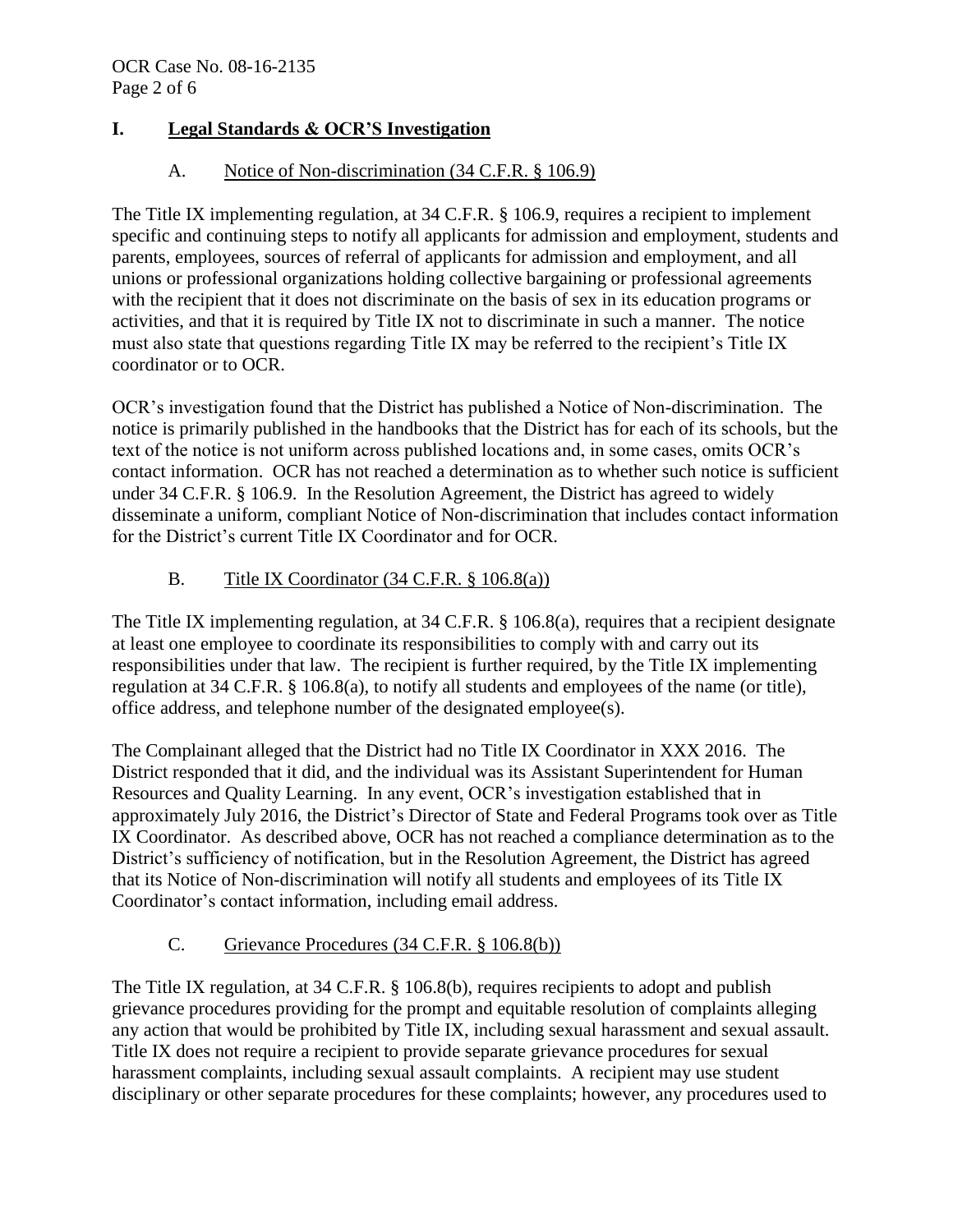## I. Legal Standards & OCR'S Investigation

### A. Notice of Non-discrimination (34 C.F.R. § 106.9)

The Title IX implementing regulation, at 34 C.F.R. § 106.9, requires a recipient to implement specific and continuing steps to notify all applicants for admission and employment, students and parents, employees, sources of referral of applicants for admission and employment, and all unions or professional organizations holding collective bargaining or professional agreements with the recipient that it does not discriminate on the basis of sex in its education programs or activities, and that it is required by Title IX not to discriminate in such a manner. The notice must also state that questions regarding Title IX may be referred to the recipient's Title IX coordinator or to OCR.

OCR's investigation found that the District has published a Notice of Non-discrimination. The notice is primarily published in the handbooks that the District has for each of its schools, but the text of the notice is not uniform across published locations and, in some cases, omits OCR's contact information. OCR has not reached a determination as to whether such notice is sufficient under 34 C.F.R. § 106.9. In the Resolution Agreement, the District has agreed to widely disseminate a uniform, compliant Notice of Non-discrimination that includes contact information for the District's current Title IX Coordinator and for OCR.

### B. Title IX Coordinator (34 C.F.R. § 106.8(a))

The Title IX implementing regulation, at 34 C.F.R. § 106.8(a), requires that a recipient designate at least one employee to coordinate its responsibilities to comply with and carry out its responsibilities under that law. The recipient is further required, by the Title IX implementing regulation at 34 C.F.R. § 106.8(a), to notify all students and employees of the name (or title), office address, and telephone number of the designated employee(s).

The Complainant alleged that the District had no Title IX Coordinator in XXX 2016. The District responded that it did, and the individual was its Assistant Superintendent for Human Resources and Quality Learning. In any event, OCR's investigation established that in approximately July 2016, the District's Director of State and Federal Programs took over as Title IX Coordinator. As described above, OCR has not reached a compliance determination as to the District's sufficiency of notification, but in the Resolution Agreement, the District has agreed that its Notice of Non-discrimination will notify all students and employees of its Title IX Coordinator's contact information, including email address.

### C. Grievance Procedures (34 C.F.R. § 106.8(b))

The Title IX regulation, at 34 C.F.R. § 106.8(b), requires recipients to adopt and publish grievance procedures providing for the prompt and equitable resolution of complaints alleging any action that would be prohibited by Title IX, including sexual harassment and sexual assault. Title IX does not require a recipient to provide separate grievance procedures for sexual harassment complaints, including sexual assault complaints. A recipient may use student disciplinary or other separate procedures for these complaints; however, any procedures used to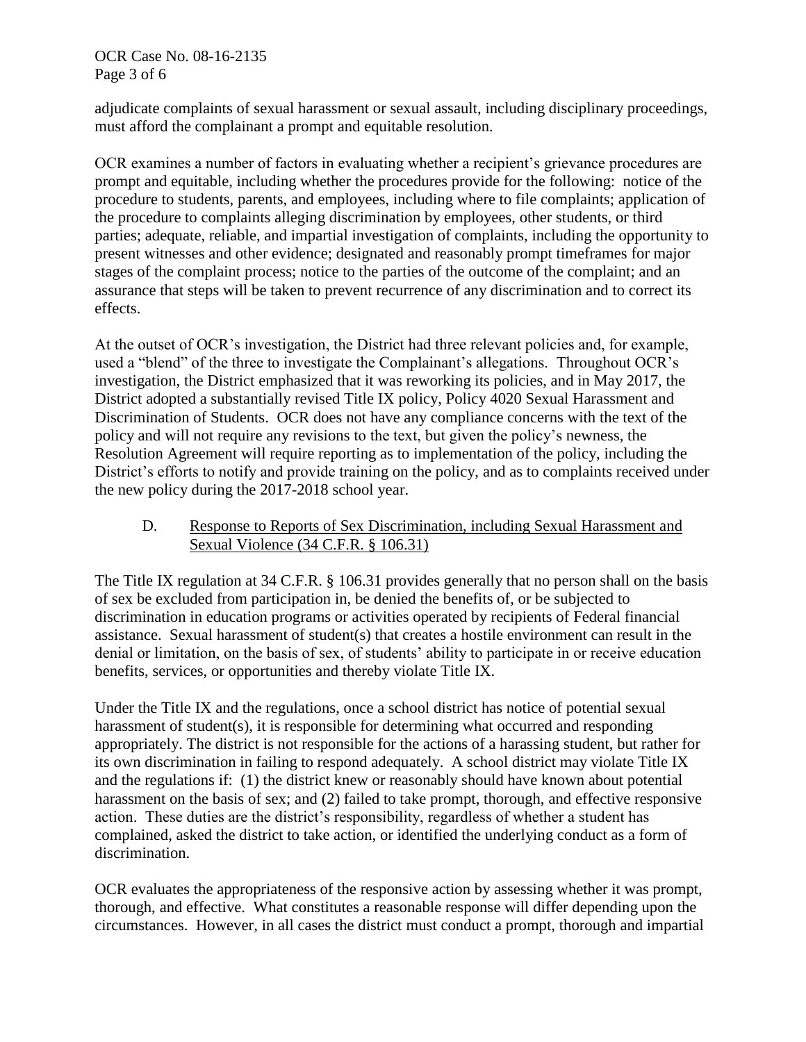adjudicate complaints of sexual harassment or sexual assault, including disciplinary proceedings, must afford the complainant a prompt and equitable resolution.

OCR examines a number of factors in evaluating whether a recipient's grievance procedures are prompt and equitable, including whether the procedures provide for the following: notice of the procedure to students, parents, and employees, including where to file complaints; application of the procedure to complaints alleging discrimination by employees, other students, or third parties; adequate, reliable, and impartial investigation of complaints, including the opportunity to present witnesses and other evidence; designated and reasonably prompt timeframes for major stages of the complaint process; notice to the parties of the outcome of the complaint; and an assurance that steps will be taken to prevent recurrence of any discrimination and to correct its effects.

At the outset of OCR's investigation, the District had three relevant policies and, for example, used a "blend" of the three to investigate the Complainant's allegations. Throughout OCR's investigation, the District emphasized that it was reworking its policies, and in May 2017, the District adopted a substantially revised Title IX policy, Policy 4020 Sexual Harassment and Discrimination of Students. OCR does not have any compliance concerns with the text of the policy and will not require any revisions to the text, but given the policy's newness, the Resolution Agreement will require reporting as to implementation of the policy, including the District's efforts to notify and provide training on the policy, and as to complaints received under the new policy during the 2017-2018 school year.

### D. Response to Reports of Sex Discrimination, including Sexual Harassment and Sexual Violence (34 C.F.R. § 106.31)

The Title IX regulation at 34 C.F.R. § 106.31 provides generally that no person shall on the basis of sex be excluded from participation in, be denied the benefits of, or be subjected to discrimination in education programs or activities operated by recipients of Federal financial assistance. Sexual harassment of student(s) that creates a hostile environment can result in the denial or limitation, on the basis of sex, of students' ability to participate in or receive education benefits, services, or opportunities and thereby violate Title IX.

Under the Title IX and the regulations, once a school district has notice of potential sexual harassment of student(s), it is responsible for determining what occurred and responding appropriately. The district is not responsible for the actions of a harassing student, but rather for its own discrimination in failing to respond adequately. A school district may violate Title IX and the regulations if: (1) the district knew or reasonably should have known about potential harassment on the basis of sex; and (2) failed to take prompt, thorough, and effective responsive action. These duties are the district's responsibility, regardless of whether a student has complained, asked the district to take action, or identified the underlying conduct as a form of discrimination.

OCR evaluates the appropriateness of the responsive action by assessing whether it was prompt, thorough, and effective. What constitutes a reasonable response will differ depending upon the circumstances. However, in all cases the district must conduct a prompt, thorough and impartial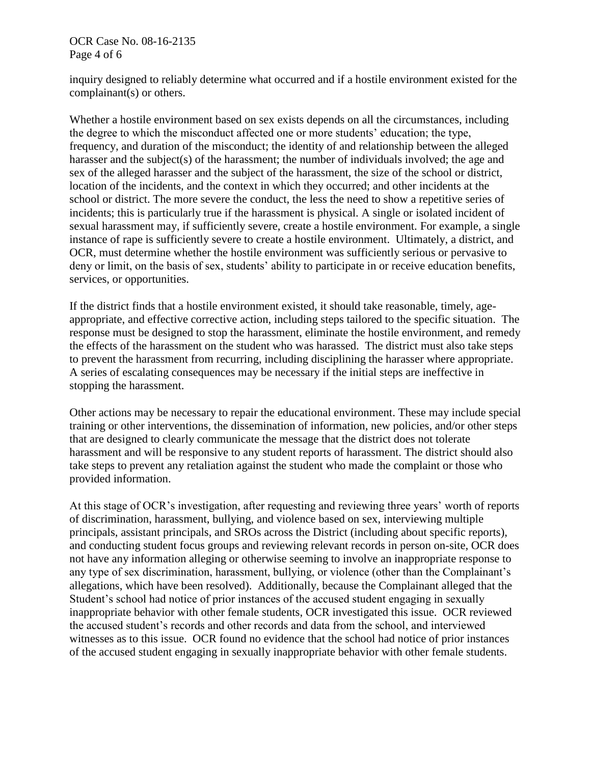inquiry designed to reliably determine what occurred and if a hostile environment existed for the complainant(s) or others.

Whether a hostile environment based on sex exists depends on all the circumstances, including the degree to which the misconduct affected one or more students' education; the type, frequency, and duration of the misconduct; the identity of and relationship between the alleged harasser and the subject(s) of the harassment; the number of individuals involved; the age and sex of the alleged harasser and the subject of the harassment, the size of the school or district, location of the incidents, and the context in which they occurred; and other incidents at the school or district. The more severe the conduct, the less the need to show a repetitive series of incidents; this is particularly true if the harassment is physical. A single or isolated incident of sexual harassment may, if sufficiently severe, create a hostile environment. For example, a single instance of rape is sufficiently severe to create a hostile environment. Ultimately, a district, and OCR, must determine whether the hostile environment was sufficiently serious or pervasive to deny or limit, on the basis of sex, students' ability to participate in or receive education benefits, services, or opportunities.

If the district finds that a hostile environment existed, it should take reasonable, timely, age-appropriate, and effective corrective action, including steps tailored to the specific situation. The response must be designed to stop the harassment, eliminate the hostile environment, and remedy the effects of the harassment on the student who was harassed. The district must also take steps to prevent the harassment from recurring, including disciplining the harasser where appropriate. A series of escalating consequences may be necessary if the initial steps are ineffective in stopping the harassment.

Other actions may be necessary to repair the educational environment. These may include special training or other interventions, the dissemination of information, new policies, and/or other steps that are designed to clearly communicate the message that the district does not tolerate harassment and will be responsive to any student reports of harassment. The district should also take steps to prevent any retaliation against the student who made the complaint or those who provided information.

At this stage of OCR's investigation, after requesting and reviewing three years' worth of reports of discrimination, harassment, bullying, and violence based on sex, interviewing multiple principals, assistant principals, and SROs across the District (including about specific reports), and conducting student focus groups and reviewing relevant records in person on-site, OCR does not have any information alleging or otherwise seeming to involve an inappropriate response to any type of sex discrimination, harassment, bullying, or violence (other than the Complainant's allegations, which have been resolved). Additionally, because the Complainant alleged that the Student's school had notice of prior instances of the accused student engaging in sexually inappropriate behavior with other female students, OCR investigated this issue. OCR reviewed the accused student's records and other records and data from the school, and interviewed witnesses as to this issue. OCR found no evidence that the school had notice of prior instances of the accused student engaging in sexually inappropriate behavior with other female students.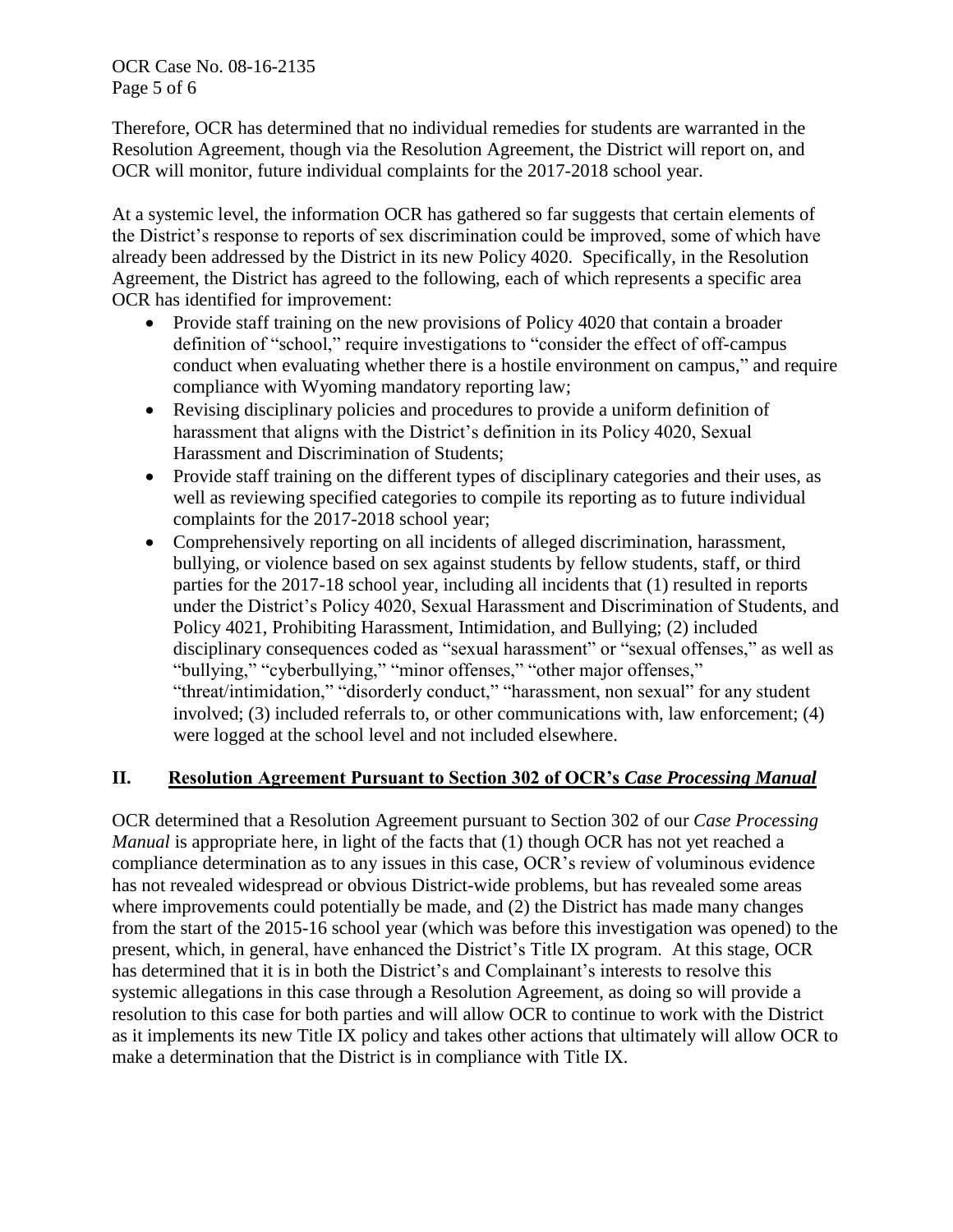Therefore, OCR has determined that no individual remedies for students are warranted in the Resolution Agreement, though via the Resolution Agreement, the District will report on, and OCR will monitor, future individual complaints for the 2017-2018 school year.

At a systemic level, the information OCR has gathered so far suggests that certain elements of the District's response to reports of sex discrimination could be improved, some of which have already been addressed by the District in its new Policy 4020. Specifically, in the Resolution Agreement, the District has agreed to the following, each of which represents a specific area OCR has identified for improvement:

- Provide staff training on the new provisions of Policy 4020 that contain a broader definition of "school," require investigations to "consider the effect of off-campus conduct when evaluating whether there is a hostile environment on campus," and require compliance with Wyoming mandatory reporting law;
- Revising disciplinary policies and procedures to provide a uniform definition of harassment that aligns with the District's definition in its Policy 4020, Sexual Harassment and Discrimination of Students;
- Provide staff training on the different types of disciplinary categories and their uses, as well as reviewing specified categories to compile its reporting as to future individual complaints for the 2017-2018 school year;
- Comprehensively reporting on all incidents of alleged discrimination, harassment, bullying, or violence based on sex against students by fellow students, staff, or third parties for the 2017-18 school year, including all incidents that (1) resulted in reports under the District's Policy 4020, Sexual Harassment and Discrimination of Students, and Policy 4021, Prohibiting Harassment, Intimidation, and Bullying; (2) included disciplinary consequences coded as "sexual harassment" or "sexual offenses," as well as "bullying," "cyberbullying," "minor offenses," "other major offenses," "threat/intimidation," "disorderly conduct," "harassment, non sexual" for any student involved; (3) included referrals to, or other communications with, law enforcement; (4) were logged at the school level and not included elsewhere.

## II. Resolution Agreement Pursuant to Section 302 of OCR's *Case Processing Manual*

OCR determined that a Resolution Agreement pursuant to Section 302 of our *Case Processing Manual* is appropriate here, in light of the facts that (1) though OCR has not yet reached a compliance determination as to any issues in this case, OCR's review of voluminous evidence has not revealed widespread or obvious District-wide problems, but has revealed some areas where improvements could potentially be made, and (2) the District has made many changes from the start of the 2015-16 school year (which was before this investigation was opened) to the present, which, in general, have enhanced the District's Title IX program. At this stage, OCR has determined that it is in both the District's and Complainant's interests to resolve this systemic allegations in this case through a Resolution Agreement, as doing so will provide a resolution to this case for both parties and will allow OCR to continue to work with the District as it implements its new Title IX policy and takes other actions that ultimately will allow OCR to make a determination that the District is in compliance with Title IX.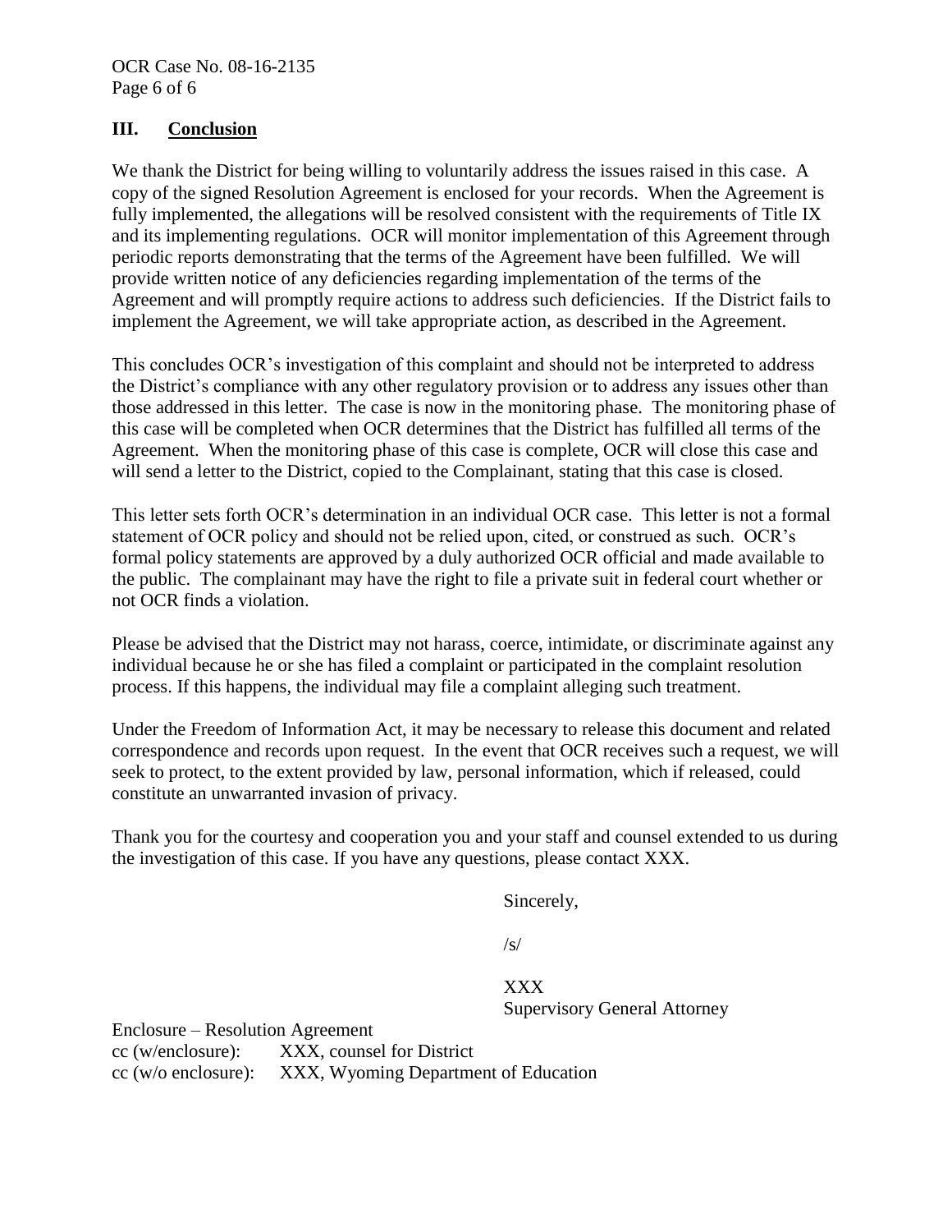## III. Conclusion

We thank the District for being willing to voluntarily address the issues raised in this case. A copy of the signed Resolution Agreement is enclosed for your records. When the Agreement is fully implemented, the allegations will be resolved consistent with the requirements of Title IX and its implementing regulations. OCR will monitor implementation of this Agreement through periodic reports demonstrating that the terms of the Agreement have been fulfilled. We will provide written notice of any deficiencies regarding implementation of the terms of the Agreement and will promptly require actions to address such deficiencies. If the District fails to implement the Agreement, we will take appropriate action, as described in the Agreement.

This concludes OCR's investigation of this complaint and should not be interpreted to address the District's compliance with any other regulatory provision or to address any issues other than those addressed in this letter. The case is now in the monitoring phase. The monitoring phase of this case will be completed when OCR determines that the District has fulfilled all terms of the Agreement. When the monitoring phase of this case is complete, OCR will close this case and will send a letter to the District, copied to the Complainant, stating that this case is closed.

This letter sets forth OCR's determination in an individual OCR case. This letter is not a formal statement of OCR policy and should not be relied upon, cited, or construed as such. OCR's formal policy statements are approved by a duly authorized OCR official and made available to the public. The complainant may have the right to file a private suit in federal court whether or not OCR finds a violation.

Please be advised that the District may not harass, coerce, intimidate, or discriminate against any individual because he or she has filed a complaint or participated in the complaint resolution process. If this happens, the individual may file a complaint alleging such treatment.

Under the Freedom of Information Act, it may be necessary to release this document and related correspondence and records upon request. In the event that OCR receives such a request, we will seek to protect, to the extent provided by law, personal information, which if released, could constitute an unwarranted invasion of privacy.

Thank you for the courtesy and cooperation you and your staff and counsel extended to us during the investigation of this case. If you have any questions, please contact XXX.

Sincerely,

/s/

XXX
Supervisory General Attorney

Enclosure – Resolution Agreement
cc (w/enclosure): XXX, counsel for District
cc (w/o enclosure): XXX, Wyoming Department of Education